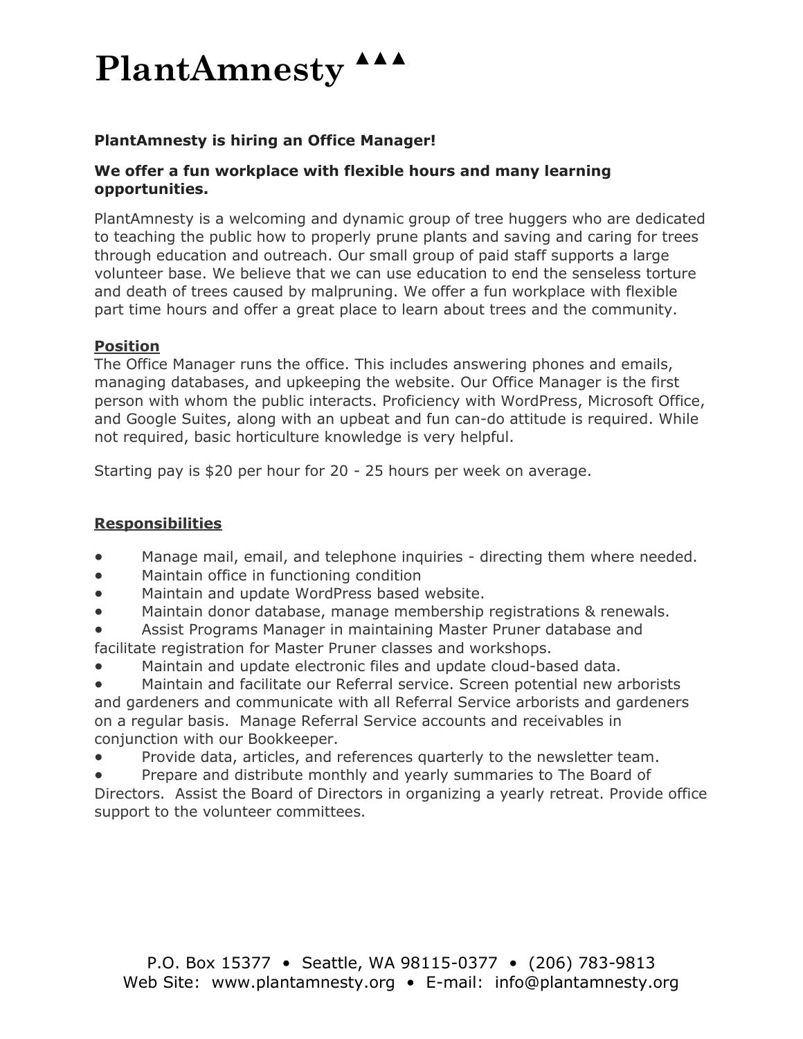# PlantAmnesty ▲▲▲

**PlantAmnesty is hiring an Office Manager!**

**We offer a fun workplace with flexible hours and many learning opportunities.**

PlantAmnesty is a welcoming and dynamic group of tree huggers who are dedicated to teaching the public how to properly prune plants and saving and caring for trees through education and outreach. Our small group of paid staff supports a large volunteer base. We believe that we can use education to end the senseless torture and death of trees caused by malpruning. We offer a fun workplace with flexible part time hours and offer a great place to learn about trees and the community.

## Position

The Office Manager runs the office. This includes answering phones and emails, managing databases, and upkeeping the website. Our Office Manager is the first person with whom the public interacts. Proficiency with WordPress, Microsoft Office, and Google Suites, along with an upbeat and fun can-do attitude is required. While not required, basic horticulture knowledge is very helpful.

Starting pay is $20 per hour for 20 - 25 hours per week on average.

## Responsibilities

- Manage mail, email, and telephone inquiries - directing them where needed.
- Maintain office in functioning condition
- Maintain and update WordPress based website.
- Maintain donor database, manage membership registrations & renewals.
- Assist Programs Manager in maintaining Master Pruner database and facilitate registration for Master Pruner classes and workshops.
- Maintain and update electronic files and update cloud-based data.
- Maintain and facilitate our Referral service. Screen potential new arborists and gardeners and communicate with all Referral Service arborists and gardeners on a regular basis. Manage Referral Service accounts and receivables in conjunction with our Bookkeeper.
- Provide data, articles, and references quarterly to the newsletter team.
- Prepare and distribute monthly and yearly summaries to The Board of Directors. Assist the Board of Directors in organizing a yearly retreat. Provide office support to the volunteer committees.

P.O. Box 15377 • Seattle, WA 98115-0377 • (206) 783-9813
Web Site: www.plantamnesty.org • E-mail: info@plantamnesty.org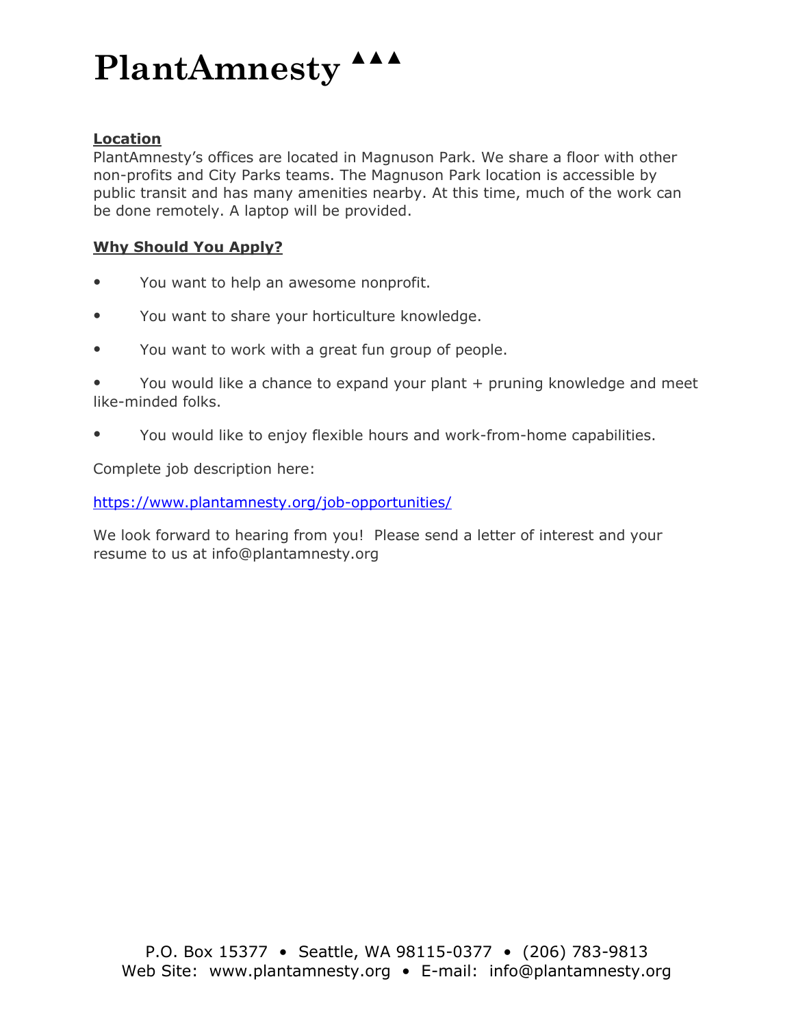# PlantAmnesty ▲▲▲

**Location**

PlantAmnesty's offices are located in Magnuson Park. We share a floor with other non-profits and City Parks teams. The Magnuson Park location is accessible by public transit and has many amenities nearby. At this time, much of the work can be done remotely. A laptop will be provided.

**Why Should You Apply?**

- You want to help an awesome nonprofit.
- You want to share your horticulture knowledge.
- You want to work with a great fun group of people.
- You would like a chance to expand your plant + pruning knowledge and meet like-minded folks.
- You would like to enjoy flexible hours and work-from-home capabilities.

Complete job description here:

https://www.plantamnesty.org/job-opportunities/

We look forward to hearing from you! Please send a letter of interest and your resume to us at info@plantamnesty.org

P.O. Box 15377 • Seattle, WA 98115-0377 • (206) 783-9813
Web Site: www.plantamnesty.org • E-mail: info@plantamnesty.org